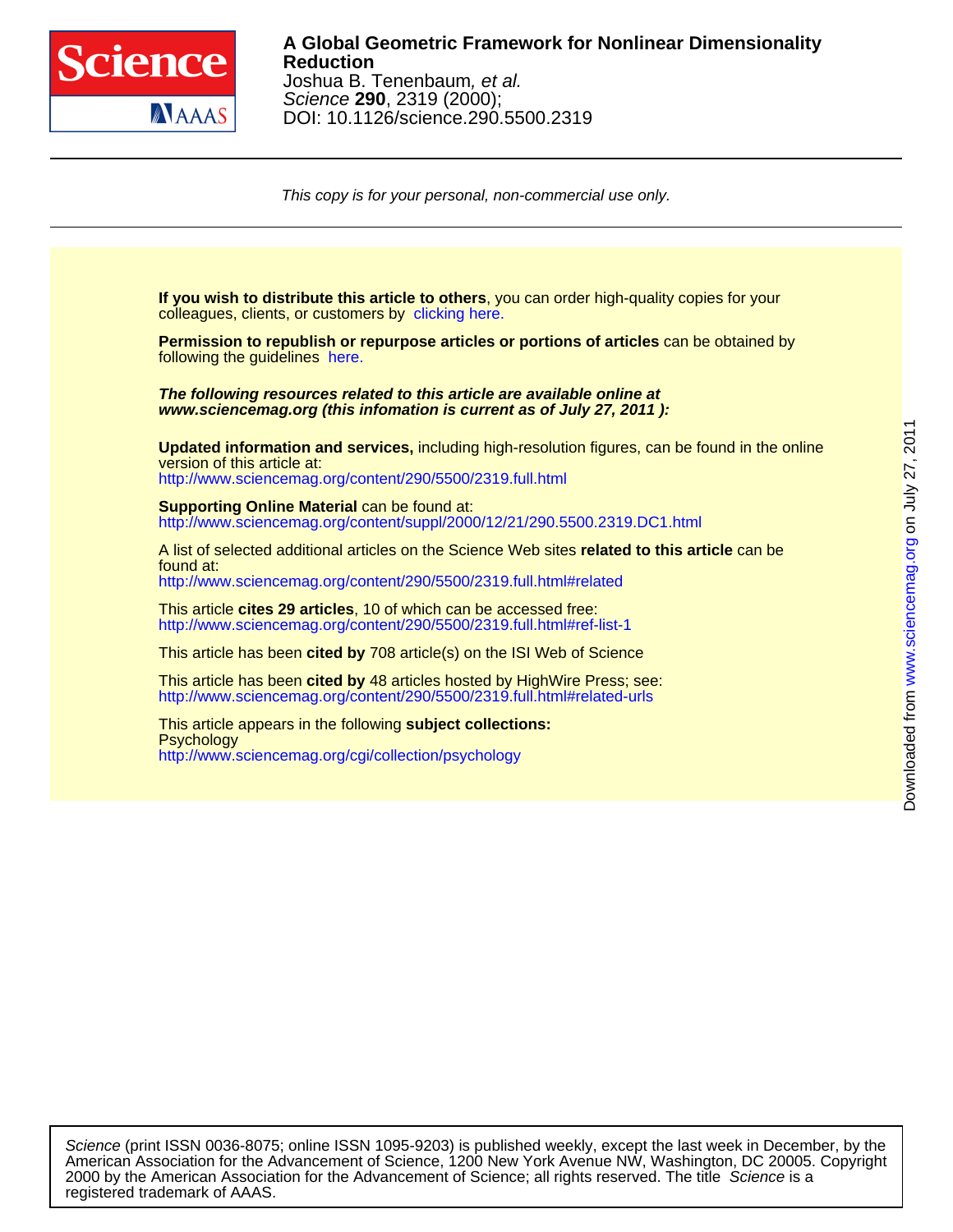# A Global Geometric Framework for Nonlinear Dimensionality Reduction

Joshua B. Tenenbaum, *et al.*
*Science* **290**, 2319 (2000);
DOI: 10.1126/science.290.5500.2319

*This copy is for your personal, non-commercial use only.*

**If you wish to distribute this article to others**, you can order high-quality copies for your colleagues, clients, or customers by clicking here.

**Permission to republish or repurpose articles or portions of articles** can be obtained by following the guidelines here.

***The following resources related to this article are available online at www.sciencemag.org (this infomation is current as of July 27, 2011 ):***

**Updated information and services,** including high-resolution figures, can be found in the online version of this article at:
http://www.sciencemag.org/content/290/5500/2319.full.html

**Supporting Online Material** can be found at:
http://www.sciencemag.org/content/suppl/2000/12/21/290.5500.2319.DC1.html

A list of selected additional articles on the Science Web sites **related to this article** can be found at:
http://www.sciencemag.org/content/290/5500/2319.full.html#related

This article **cites 29 articles**, 10 of which can be accessed free:
http://www.sciencemag.org/content/290/5500/2319.full.html#ref-list-1

This article has been **cited by** 708 article(s) on the ISI Web of Science

This article has been **cited by** 48 articles hosted by HighWire Press; see:
http://www.sciencemag.org/content/290/5500/2319.full.html#related-urls

This article appears in the following **subject collections:**
Psychology
http://www.sciencemag.org/cgi/collection/psychology

*Science* (print ISSN 0036-8075; online ISSN 1095-9203) is published weekly, except the last week in December, by the American Association for the Advancement of Science, 1200 New York Avenue NW, Washington, DC 20005. Copyright 2000 by the American Association for the Advancement of Science; all rights reserved. The title *Science* is a registered trademark of AAAS.

Downloaded from www.sciencemag.org on July 27, 2011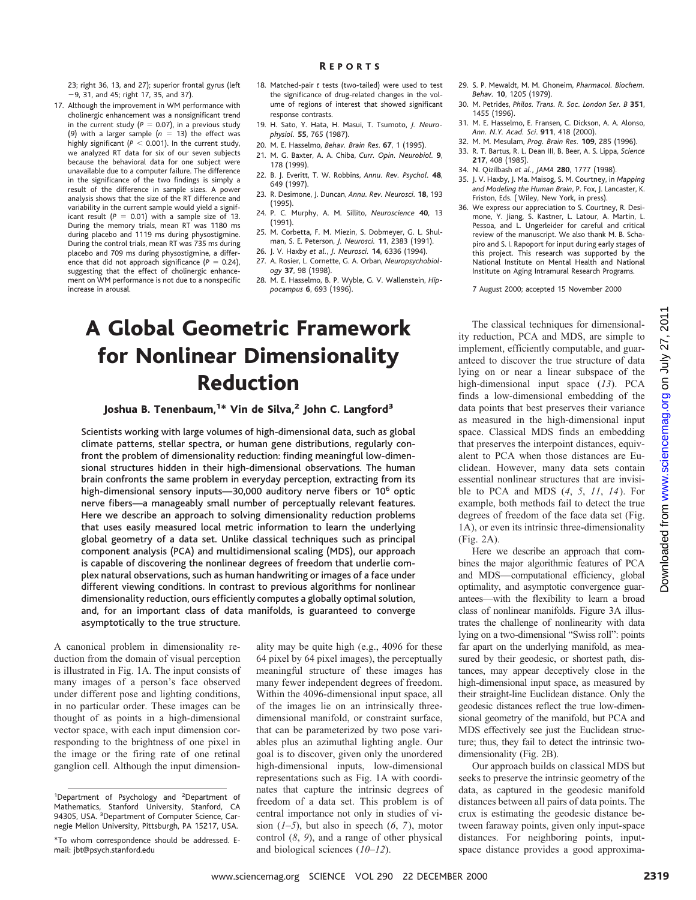23; right 36, 13, and 27); superior frontal gyrus (left −9, 31, and 45; right 17, 35, and 37).

17. Although the improvement in WM performance with cholinergic enhancement was a nonsignificant trend in the current study ($P = 0.07$), in a previous study (9) with a larger sample ($n = 13$) the effect was highly significant ($P < 0.001$). In the current study, we analyzed RT data for six of our seven subjects because the behavioral data for one subject were unavailable due to a computer failure. The difference in the significance of the two findings is simply a result of the difference in sample sizes. A power analysis shows that the size of the RT difference and variability in the current sample would yield a significant result ($P = 0.01$) with a sample size of 13. During the memory trials, mean RT was 1180 ms during placebo and 1119 ms during physostigmine. During the control trials, mean RT was 735 ms during placebo and 709 ms during physostigmine, a difference that did not approach significance ($P = 0.24$), suggesting that the effect of cholinergic enhancement on WM performance is not due to a nonspecific increase in arousal.
18. Matched-pair *t* tests (two-tailed) were used to test the significance of drug-related changes in the volume of regions of interest that showed significant response contrasts.
19. H. Sato, Y. Hata, H. Masui, T. Tsumoto, *J. Neurophysiol.* **55**, 765 (1987).
20. M. E. Hasselmo, *Behav. Brain Res.* **67**, 1 (1995).
21. M. G. Baxter, A. A. Chiba, *Curr. Opin. Neurobiol.* **9**, 178 (1999).
22. B. J. Everitt, T. W. Robbins, *Annu. Rev. Psychol.* **48**, 649 (1997).
23. R. Desimone, J. Duncan, *Annu. Rev. Neurosci.* **18**, 193 (1995).
24. P. C. Murphy, A. M. Sillito, *Neuroscience* **40**, 13 (1991).
25. M. Corbetta, F. M. Miezin, S. Dobmeyer, G. L. Shulman, S. E. Peterson, *J. Neurosci.* **11**, 2383 (1991).
26. J. V. Haxby *et al.*, *J. Neurosci.* **14**, 6336 (1994).
27. A. Rosier, L. Cornette, G. A. Orban, *Neuropsychobiology* **37**, 98 (1998).
28. M. E. Hasselmo, B. P. Wyble, G. V. Wallenstein, *Hippocampus* **6**, 693 (1996).
29. S. P. Mewaldt, M. M. Ghoneim, *Pharmacol. Biochem. Behav.* **10**, 1205 (1979).
30. M. Petrides, *Philos. Trans. R. Soc. London Ser. B* **351**, 1455 (1996).
31. M. E. Hasselmo, E. Fransen, C. Dickson, A. A. Alonso, *Ann. N.Y. Acad. Sci.* **911**, 418 (2000).
32. M. M. Mesulam, *Prog. Brain Res.* **109**, 285 (1996).
33. R. T. Bartus, R. L. Dean III, B. Beer, A. S. Lippa, *Science* **217**, 408 (1985).
34. N. Qizilbash *et al.*, *JAMA* **280**, 1777 (1998).
35. J. V. Haxby, J. Ma. Maisog, S. M. Courtney, in *Mapping and Modeling the Human Brain*, P. Fox, J. Lancaster, K. Friston, Eds. (Wiley, New York, in press).
36. We express our appreciation to S. Courtney, R. Desimone, Y. Jiang, S. Kastner, L. Latour, A. Martin, L. Pessoa, and L. Ungerleider for careful and critical review of the manuscript. We also thank M. B. Schapiro and S. I. Rapoport for input during early stages of this project. This research was supported by the National Institute on Mental Health and National Institute on Aging Intramural Research Programs.

7 August 2000; accepted 15 November 2000

# A Global Geometric Framework for Nonlinear Dimensionality Reduction

**Joshua B. Tenenbaum,[1]* Vin de Silva,[2] John C. Langford[3]**

**Scientists working with large volumes of high-dimensional data, such as global climate patterns, stellar spectra, or human gene distributions, regularly confront the problem of dimensionality reduction: finding meaningful low-dimensional structures hidden in their high-dimensional observations. The human brain confronts the same problem in everyday perception, extracting from its high-dimensional sensory inputs—30,000 auditory nerve fibers or $10^6$ optic nerve fibers—a manageably small number of perceptually relevant features. Here we describe an approach to solving dimensionality reduction problems that uses easily measured local metric information to learn the underlying global geometry of a data set. Unlike classical techniques such as principal component analysis (PCA) and multidimensional scaling (MDS), our approach is capable of discovering the nonlinear degrees of freedom that underlie complex natural observations, such as human handwriting or images of a face under different viewing conditions. In contrast to previous algorithms for nonlinear dimensionality reduction, ours efficiently computes a globally optimal solution, and, for an important class of data manifolds, is guaranteed to converge asymptotically to the true structure.**

A canonical problem in dimensionality reduction from the domain of visual perception is illustrated in Fig. 1A. The input consists of many images of a person's face observed under different pose and lighting conditions, in no particular order. These images can be thought of as points in a high-dimensional vector space, with each input dimension corresponding to the brightness of one pixel in the image or the firing rate of one retinal ganglion cell. Although the input dimensionality may be quite high (e.g., 4096 for these 64 pixel by 64 pixel images), the perceptually meaningful structure of these images has many fewer independent degrees of freedom. Within the 4096-dimensional input space, all of the images lie on an intrinsically three-dimensional manifold, or constraint surface, that can be parameterized by two pose variables plus an azimuthal lighting angle. Our goal is to discover, given only the unordered high-dimensional inputs, low-dimensional representations such as Fig. 1A with coordinates that capture the intrinsic degrees of freedom of a data set. This problem is of central importance not only in studies of vision (*1–5*), but also in speech (*6*, *7*), motor control (*8*, *9*), and a range of other physical and biological sciences (*10–12*).

The classical techniques for dimensionality reduction, PCA and MDS, are simple to implement, efficiently computable, and guaranteed to discover the true structure of data lying on or near a linear subspace of the high-dimensional input space (*13*). PCA finds a low-dimensional embedding of the data points that best preserves their variance as measured in the high-dimensional input space. Classical MDS finds an embedding that preserves the interpoint distances, equivalent to PCA when those distances are Euclidean. However, many data sets contain essential nonlinear structures that are invisible to PCA and MDS (*4*, *5*, *11*, *14*). For example, both methods fail to detect the true degrees of freedom of the face data set (Fig. 1A), or even its intrinsic three-dimensionality (Fig. 2A).

Here we describe an approach that combines the major algorithmic features of PCA and MDS—computational efficiency, global optimality, and asymptotic convergence guarantees—with the flexibility to learn a broad class of nonlinear manifolds. Figure 3A illustrates the challenge of nonlinearity with data lying on a two-dimensional "Swiss roll": points far apart on the underlying manifold, as measured by their geodesic, or shortest path, distances, may appear deceptively close in the high-dimensional input space, as measured by their straight-line Euclidean distance. Only the geodesic distances reflect the true low-dimensional geometry of the manifold, but PCA and MDS effectively see just the Euclidean structure; thus, they fail to detect the intrinsic two-dimensionality (Fig. 2B).

Our approach builds on classical MDS but seeks to preserve the intrinsic geometry of the data, as captured in the geodesic manifold distances between all pairs of data points. The crux is estimating the geodesic distance between faraway points, given only input-space distances. For neighboring points, input-space distance provides a good approxima-

[1]Department of Psychology and [2]Department of Mathematics, Stanford University, Stanford, CA 94305, USA. [3]Department of Computer Science, Carnegie Mellon University, Pittsburgh, PA 15217, USA.

*To whom correspondence should be addressed. E-mail: jbt@psych.stanford.edu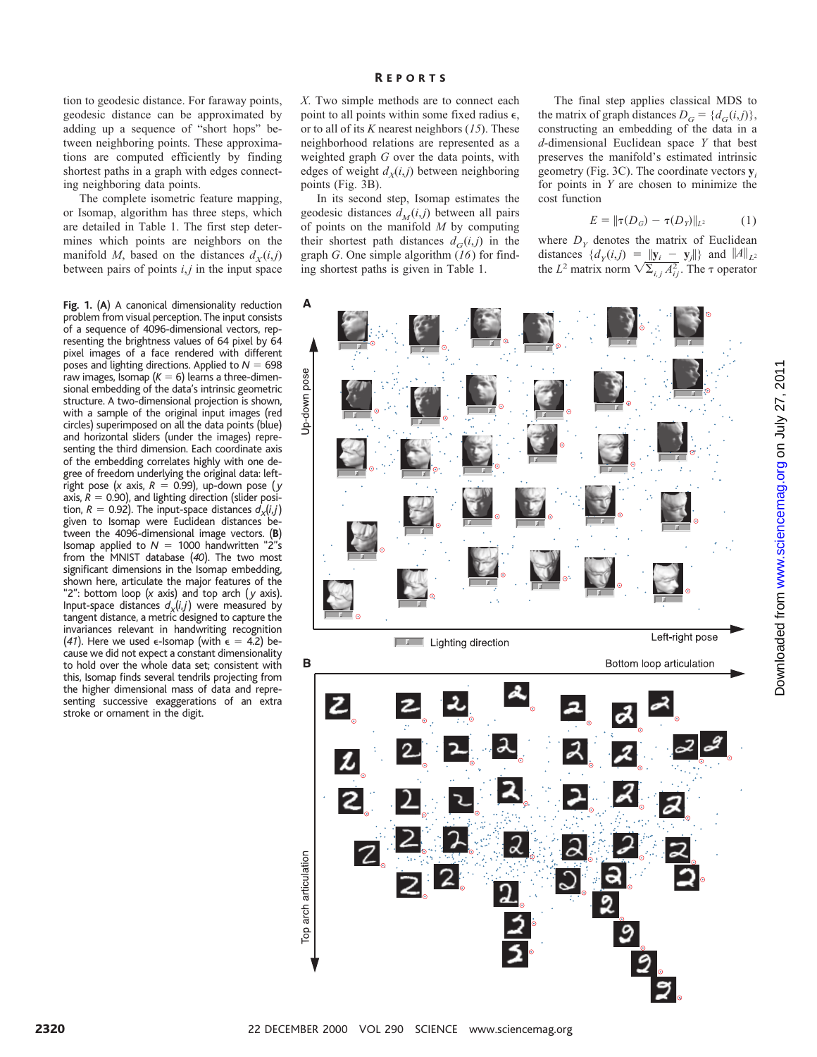tion to geodesic distance. For faraway points, geodesic distance can be approximated by adding up a sequence of "short hops" between neighboring points. These approximations are computed efficiently by finding shortest paths in a graph with edges connecting neighboring data points.

The complete isometric feature mapping, or Isomap, algorithm has three steps, which are detailed in Table 1. The first step determines which points are neighbors on the manifold $M$, based on the distances $d_X(i,j)$ between pairs of points $i,j$ in the input space $X$. Two simple methods are to connect each point to all points within some fixed radius $\epsilon$, or to all of its $K$ nearest neighbors (*15*). These neighborhood relations are represented as a weighted graph $G$ over the data points, with edges of weight $d_X(i,j)$ between neighboring points (Fig. 3B).

In its second step, Isomap estimates the geodesic distances $d_M(i,j)$ between all pairs of points on the manifold $M$ by computing their shortest path distances $d_G(i,j)$ in the graph $G$. One simple algorithm (*16*) for finding shortest paths is given in Table 1.

The final step applies classical MDS to the matrix of graph distances $D_G = \{d_G(i,j)\}$, constructing an embedding of the data in a $d$-dimensional Euclidean space $Y$ that best preserves the manifold's estimated intrinsic geometry (Fig. 3C). The coordinate vectors $\mathbf{y}_i$ for points in $Y$ are chosen to minimize the cost function

$$E = \|\tau(D_G) - \tau(D_Y)\|_{L^2} \qquad (1)$$

where $D_Y$ denotes the matrix of Euclidean distances $\{d_Y(i,j) = \|\mathbf{y}_i - \mathbf{y}_j\|\}$ and $\|A\|_{L^2}$ the $L^2$ matrix norm $\sqrt{\Sigma_{i,j} A_{ij}^2}$. The $\tau$ operator

**Fig. 1.** (**A**) A canonical dimensionality reduction problem from visual perception. The input consists of a sequence of 4096-dimensional vectors, representing the brightness values of 64 pixel by 64 pixel images of a face rendered with different poses and lighting directions. Applied to $N = 698$ raw images, Isomap ($K = 6$) learns a three-dimensional embedding of the data's intrinsic geometric structure. A two-dimensional projection is shown, with a sample of the original input images (red circles) superimposed on all the data points (blue) and horizontal sliders (under the images) representing the third dimension. Each coordinate axis of the embedding correlates highly with one degree of freedom underlying the original data: left-right pose ($x$ axis, $R = 0.99$), up-down pose ($y$ axis, $R = 0.90$), and lighting direction (slider position, $R = 0.92$). The input-space distances $d_X(i,j)$ given to Isomap were Euclidean distances between the 4096-dimensional image vectors. (**B**) Isomap applied to $N = 1000$ handwritten "2"s from the MNIST database (*40*). The two most significant dimensions in the Isomap embedding, shown here, articulate the major features of the "2": bottom loop ($x$ axis) and top arch ($y$ axis). Input-space distances $d_X(i,j)$ were measured by tangent distance, a metric designed to capture the invariances relevant in handwriting recognition (*41*). Here we used $\epsilon$-Isomap (with $\epsilon = 4.2$) because we did not expect a constant dimensionality to hold over the whole data set; consistent with this, Isomap finds several tendrils projecting from the higher dimensional mass of data and representing successive exaggerations of an extra stroke or ornament in the digit.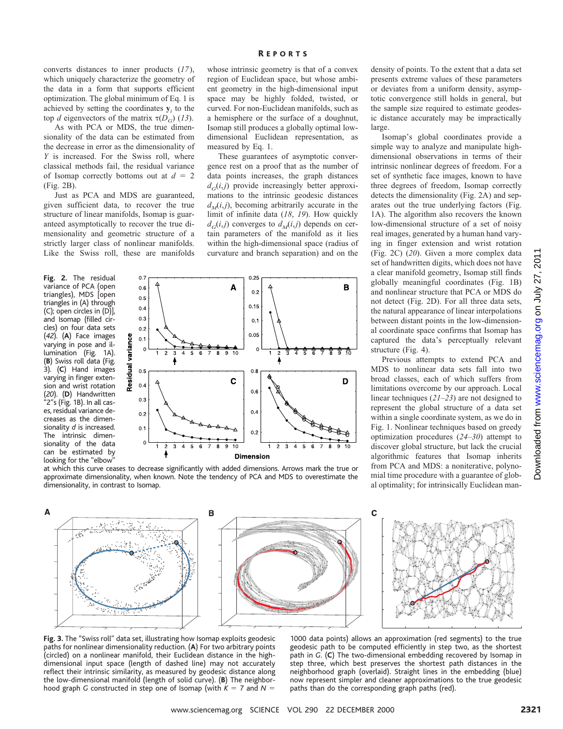converts distances to inner products (17), which uniquely characterize the geometry of the data in a form that supports efficient optimization. The global minimum of Eq. 1 is achieved by setting the coordinates $\mathbf{y}_i$ to the top $d$ eigenvectors of the matrix $\tau(D_G)$ (13).

As with PCA or MDS, the true dimensionality of the data can be estimated from the decrease in error as the dimensionality of $Y$ is increased. For the Swiss roll, where classical methods fail, the residual variance of Isomap correctly bottoms out at $d = 2$ (Fig. 2B).

Just as PCA and MDS are guaranteed, given sufficient data, to recover the true structure of linear manifolds, Isomap is guaranteed asymptotically to recover the true dimensionality and geometric structure of a strictly larger class of nonlinear manifolds. Like the Swiss roll, these are manifolds whose intrinsic geometry is that of a convex region of Euclidean space, but whose ambient geometry in the high-dimensional input space may be highly folded, twisted, or curved. For non-Euclidean manifolds, such as a hemisphere or the surface of a doughnut, Isomap still produces a globally optimal low-dimensional Euclidean representation, as measured by Eq. 1.

These guarantees of asymptotic convergence rest on a proof that as the number of data points increases, the graph distances $d_G(i,j)$ provide increasingly better approximations to the intrinsic geodesic distances $d_M(i,j)$, becoming arbitrarily accurate in the limit of infinite data (18, 19). How quickly $d_G(i,j)$ converges to $d_M(i,j)$ depends on certain parameters of the manifold as it lies within the high-dimensional space (radius of curvature and branch separation) and on the density of points. To the extent that a data set presents extreme values of these parameters or deviates from a uniform density, asymptotic convergence still holds in general, but the sample size required to estimate geodesic distance accurately may be impractically large.

Isomap's global coordinates provide a simple way to analyze and manipulate high-dimensional observations in terms of their intrinsic nonlinear degrees of freedom. For a set of synthetic face images, known to have three degrees of freedom, Isomap correctly detects the dimensionality (Fig. 2A) and separates out the true underlying factors (Fig. 1A). The algorithm also recovers the known low-dimensional structure of a set of noisy real images, generated by a human hand varying in finger extension and wrist rotation (Fig. 2C) (20). Given a more complex data set of handwritten digits, which does not have a clear manifold geometry, Isomap still finds globally meaningful coordinates (Fig. 1B) and nonlinear structure that PCA or MDS do not detect (Fig. 2D). For all three data sets, the natural appearance of linear interpolations between distant points in the low-dimensional coordinate space confirms that Isomap has captured the data's perceptually relevant structure (Fig. 4).

Previous attempts to extend PCA and MDS to nonlinear data sets fall into two broad classes, each of which suffers from limitations overcome by our approach. Local linear techniques (21–23) are not designed to represent the global structure of a data set within a single coordinate system, as we do in Fig. 1. Nonlinear techniques based on greedy optimization procedures (24–30) attempt to discover global structure, but lack the crucial algorithmic features that Isomap inherits from PCA and MDS: a noniterative, polynomial time procedure with a guarantee of global optimality; for intrinsically Euclidean man-

**Fig. 2.** The residual variance of PCA (open triangles), MDS [open triangles in (A) through (C); open circles in (D)], and Isomap (filled circles) on four data sets (42). (**A**) Face images varying in pose and illumination (Fig. 1A). (**B**) Swiss roll data (Fig. 3). (**C**) Hand images varying in finger extension and wrist rotation (20). (**D**) Handwritten "2"s (Fig. 1B). In all cases, residual variance decreases as the dimensionality $d$ is increased. The intrinsic dimensionality of the data can be estimated by looking for the "elbow" at which this curve ceases to decrease significantly with added dimensions. Arrows mark the true or approximate dimensionality, when known. Note the tendency of PCA and MDS to overestimate the dimensionality, in contrast to Isomap.

**Fig. 3.** The "Swiss roll" data set, illustrating how Isomap exploits geodesic paths for nonlinear dimensionality reduction. (**A**) For two arbitrary points (circled) on a nonlinear manifold, their Euclidean distance in the high-dimensional input space (length of dashed line) may not accurately reflect their intrinsic similarity, as measured by geodesic distance along the low-dimensional manifold (length of solid curve). (**B**) The neighborhood graph $G$ constructed in step one of Isomap (with $K = 7$ and $N = 1000$ data points) allows an approximation (red segments) to the true geodesic path to be computed efficiently in step two, as the shortest path in $G$. (**C**) The two-dimensional embedding recovered by Isomap in step three, which best preserves the shortest path distances in the neighborhood graph (overlaid). Straight lines in the embedding (blue) now represent simpler and cleaner approximations to the true geodesic paths than do the corresponding graph paths (red).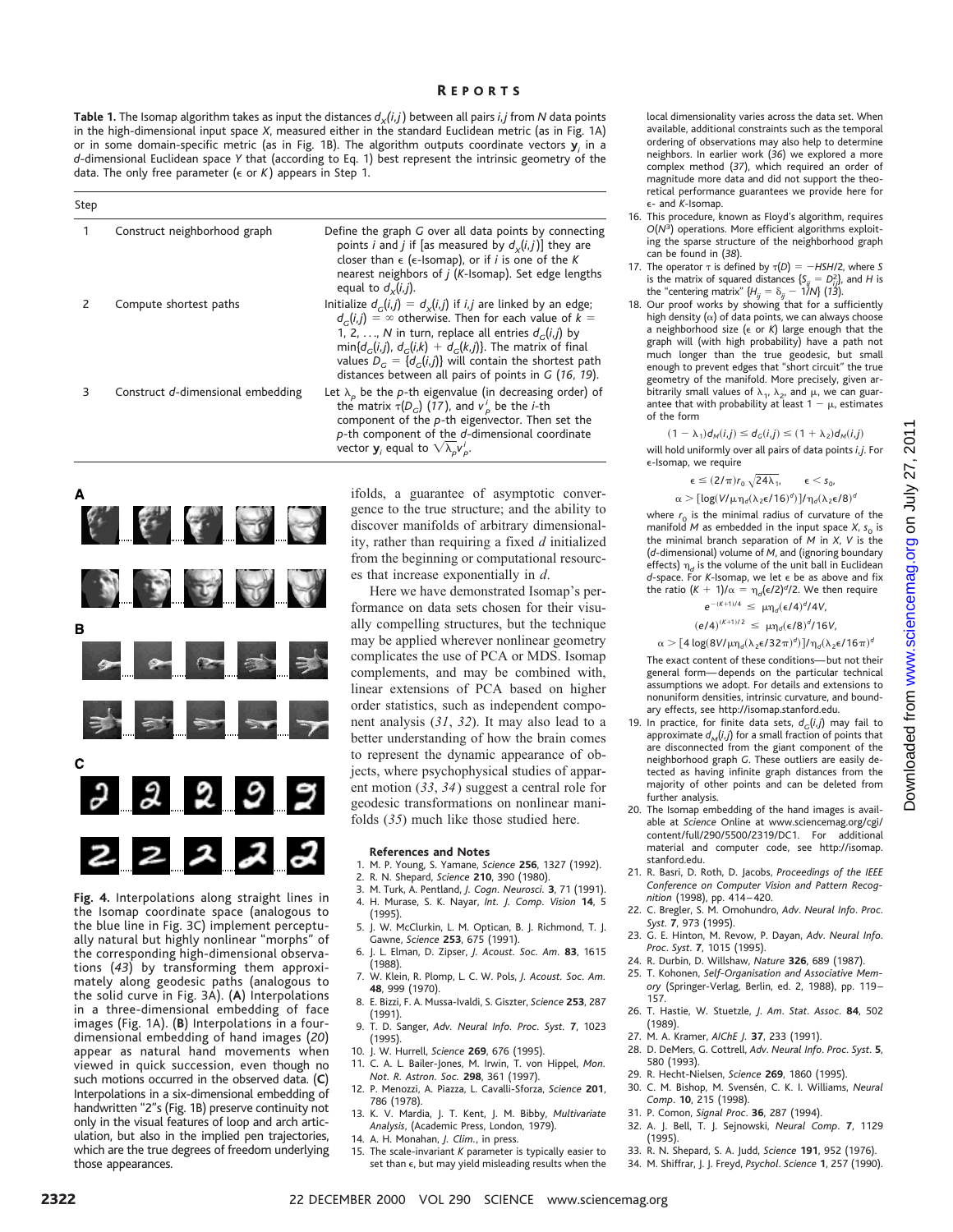**Table 1.** The Isomap algorithm takes as input the distances $d_X(i,j)$ between all pairs $i,j$ from $N$ data points in the high-dimensional input space $X$, measured either in the standard Euclidean metric (as in Fig. 1A) or in some domain-specific metric (as in Fig. 1B). The algorithm outputs coordinate vectors $\mathbf{y}_i$ in a $d$-dimensional Euclidean space $Y$ that (according to Eq. 1) best represent the intrinsic geometry of the data. The only free parameter ($\epsilon$ or $K$) appears in Step 1.

| Step | | |
|---|---|---|
| 1 | Construct neighborhood graph | Define the graph $G$ over all data points by connecting points $i$ and $j$ if [as measured by $d_X(i,j)$] they are closer than $\epsilon$ ($\epsilon$-Isomap), or if $i$ is one of the $K$ nearest neighbors of $j$ ($K$-Isomap). Set edge lengths equal to $d_X(i,j)$. |
| 2 | Compute shortest paths | Initialize $d_G(i,j) = d_X(i,j)$ if $i,j$ are linked by an edge; $d_G(i,j) = \infty$ otherwise. Then for each value of $k = 1, 2, \ldots, N$ in turn, replace all entries $d_G(i,j)$ by $\min\{d_G(i,j), d_G(i,k) + d_G(k,j)\}$. The matrix of final values $D_G = \{d_G(i,j)\}$ will contain the shortest path distances between all pairs of points in $G$ (16, 19). |
| 3 | Construct $d$-dimensional embedding | Let $\lambda_p$ be the $p$-th eigenvalue (in decreasing order) of the matrix $\tau(D_G)$ (17), and $v_p^i$ be the $i$-th component of the $p$-th eigenvector. Then set the $p$-th component of the $d$-dimensional coordinate vector $\mathbf{y}_i$ equal to $\sqrt{\lambda_p}v_p^i$. |

**Fig. 4.** Interpolations along straight lines in the Isomap coordinate space (analogous to the blue line in Fig. 3C) implement perceptually natural but highly nonlinear "morphs" of the corresponding high-dimensional observations (43) by transforming them approximately along geodesic paths (analogous to the solid curve in Fig. 3A). (**A**) Interpolations in a three-dimensional embedding of face images (Fig. 1A). (**B**) Interpolations in a four-dimensional embedding of hand images (20) appear as natural hand movements when viewed in quick succession, even though no such motions occurred in the observed data. (**C**) Interpolations in a six-dimensional embedding of handwritten "2"s (Fig. 1B) preserve continuity not only in the visual features of loop and arch articulation, but also in the implied pen trajectories, which are the true degrees of freedom underlying those appearances.

ifolds, a guarantee of asymptotic convergence to the true structure; and the ability to discover manifolds of arbitrary dimensionality, rather than requiring a fixed $d$ initialized from the beginning or computational resources that increase exponentially in $d$.

Here we have demonstrated Isomap's performance on data sets chosen for their visually compelling structures, but the technique may be applied wherever nonlinear geometry complicates the use of PCA or MDS. Isomap complements, and may be combined with, linear extensions of PCA based on higher order statistics, such as independent component analysis (31, 32). It may also lead to a better understanding of how the brain comes to represent the dynamic appearance of objects, where psychophysical studies of apparent motion (33, 34) suggest a central role for geodesic transformations on nonlinear manifolds (35) much like those studied here.

### References and Notes

1. M. P. Young, S. Yamane, *Science* **256**, 1327 (1992).
2. R. N. Shepard, *Science* **210**, 390 (1980).
3. M. Turk, A. Pentland, *J. Cogn. Neurosci.* **3**, 71 (1991).
4. H. Murase, S. K. Nayar, *Int. J. Comp. Vision* **14**, 5 (1995).
5. J. W. McClurkin, L. M. Optican, B. J. Richmond, T. J. Gawne, *Science* **253**, 675 (1991).
6. J. L. Elman, D. Zipser, *J. Acoust. Soc. Am.* **83**, 1615 (1988).
7. W. Klein, R. Plomp, L. C. W. Pols, *J. Acoust. Soc. Am.* **48**, 999 (1970).
8. E. Bizzi, F. A. Mussa-Ivaldi, S. Giszter, *Science* **253**, 287 (1991).
9. T. D. Sanger, *Adv. Neural Info. Proc. Syst.* **7**, 1023 (1995).
10. J. W. Hurrell, *Science* **269**, 676 (1995).
11. C. A. L. Bailer-Jones, M. Irwin, T. von Hippel, *Mon. Not. R. Astron. Soc.* **298**, 361 (1997).
12. P. Menozzi, A. Piazza, L. Cavalli-Sforza, *Science* **201**, 786 (1978).
13. K. V. Mardia, J. T. Kent, J. M. Bibby, *Multivariate Analysis*, (Academic Press, London, 1979).
14. A. H. Monahan, *J. Clim.*, in press.
15. The scale-invariant $K$ parameter is typically easier to set than $\epsilon$, but may yield misleading results when the local dimensionality varies across the data set. When available, additional constraints such as the temporal ordering of observations may also help to determine neighbors. In earlier work (36) we explored a more complex method (37), which required an order of magnitude more data and did not support the theoretical performance guarantees we provide here for $\epsilon$- and $K$-Isomap.
16. This procedure, known as Floyd's algorithm, requires $O(N^3)$ operations. More efficient algorithms exploiting the sparse structure of the neighborhood graph can be found in (38).
17. The operator $\tau$ is defined by $\tau(D) = -HSH/2$, where $S$ is the matrix of squared distances $\{S_{ij} = D_{ij}^2\}$, and $H$ is the "centering matrix" $\{H_{ij} = \delta_{ij} - 1/N\}$ (13).
18. Our proof works by showing that for a sufficiently high density ($\alpha$) of data points, we can always choose a neighborhood size ($\epsilon$ or $K$) large enough that the graph will (with high probability) have a path not much longer than the true geodesic, but small enough to prevent edges that "short circuit" the true geometry of the manifold. More precisely, given arbitrarily small values of $\lambda_1$, $\lambda_2$, and $\mu$, we can guarantee that with probability at least $1 - \mu$, estimates of the form
$$(1 - \lambda_1)d_M(i,j) \leq d_G(i,j) \leq (1 + \lambda_2)d_M(i,j)$$
will hold uniformly over all pairs of data points $i,j$. For $\epsilon$-Isomap, we require
$$\epsilon \leq (2/\pi)r_0\sqrt{24\lambda_1}, \qquad \epsilon < s_0,$$
$$\alpha > [\log(V/\mu\eta_d(\lambda_2\epsilon/16)^d)]/\eta_d(\lambda_2\epsilon/8)^d$$
where $r_0$ is the minimal radius of curvature of the manifold $M$ as embedded in the input space $X$, $s_0$ is the minimal branch separation of $M$ in $X$, $V$ is the ($d$-dimensional) volume of $M$, and (ignoring boundary effects) $\eta_d$ is the volume of the unit ball in Euclidean $d$-space. For $K$-Isomap, we let $\epsilon$ be as above and fix the ratio $(K + 1)/\alpha = \eta_d(\epsilon/2)^d/2$. We then require
$$e^{-(K+1)/4} \leq \mu\eta_d(\epsilon/4)^d/4V,$$
$$(e/4)^{(K+1)/2} \leq \mu\eta_d(\epsilon/8)^d/16V,$$
$$\alpha > [4\log(8V/\mu\eta_d(\lambda_2\epsilon/32\pi)^d)]/\eta_d(\lambda_2\epsilon/16\pi)^d$$
The exact content of these conditions—but not their general form—depends on the particular technical assumptions we adopt. For details and extensions to nonuniform densities, intrinsic curvature, and boundary effects, see http://isomap.stanford.edu.
19. In practice, for finite data sets, $d_G(i,j)$ may fail to approximate $d_M(i,j)$ for a small fraction of points that are disconnected from the giant component of the neighborhood graph $G$. These outliers are easily detected as having infinite graph distances from the majority of other points and can be deleted from further analysis.
20. The Isomap embedding of the hand images is available at *Science* Online at www.sciencemag.org/cgi/content/full/290/5500/2319/DC1. For additional material and computer code, see http://isomap.stanford.edu.
21. R. Basri, D. Roth, D. Jacobs, *Proceedings of the IEEE Conference on Computer Vision and Pattern Recognition* (1998), pp. 414–420.
22. C. Bregler, S. M. Omohundro, *Adv. Neural Info. Proc. Syst.* **7**, 973 (1995).
23. G. E. Hinton, M. Revow, P. Dayan, *Adv. Neural Info. Proc. Syst.* **7**, 1015 (1995).
24. R. Durbin, D. Willshaw, *Nature* **326**, 689 (1987).
25. T. Kohonen, *Self-Organisation and Associative Memory* (Springer-Verlag, Berlin, ed. 2, 1988), pp. 119–157.
26. T. Hastie, W. Stuetzle, *J. Am. Stat. Assoc.* **84**, 502 (1989).
27. M. A. Kramer, *AIChE J.* **37**, 233 (1991).
28. D. DeMers, G. Cottrell, *Adv. Neural Info. Proc. Syst.* **5**, 580 (1993).
29. R. Hecht-Nielsen, *Science* **269**, 1860 (1995).
30. C. M. Bishop, M. Svensén, C. K. I. Williams, *Neural Comp.* **10**, 215 (1998).
31. P. Comon, *Signal Proc.* **36**, 287 (1994).
32. A. J. Bell, T. J. Sejnowski, *Neural Comp.* **7**, 1129 (1995).
33. R. N. Shepard, S. A. Judd, *Science* **191**, 952 (1976).
34. M. Shiffrar, J. J. Freyd, *Psychol. Science* **1**, 257 (1990).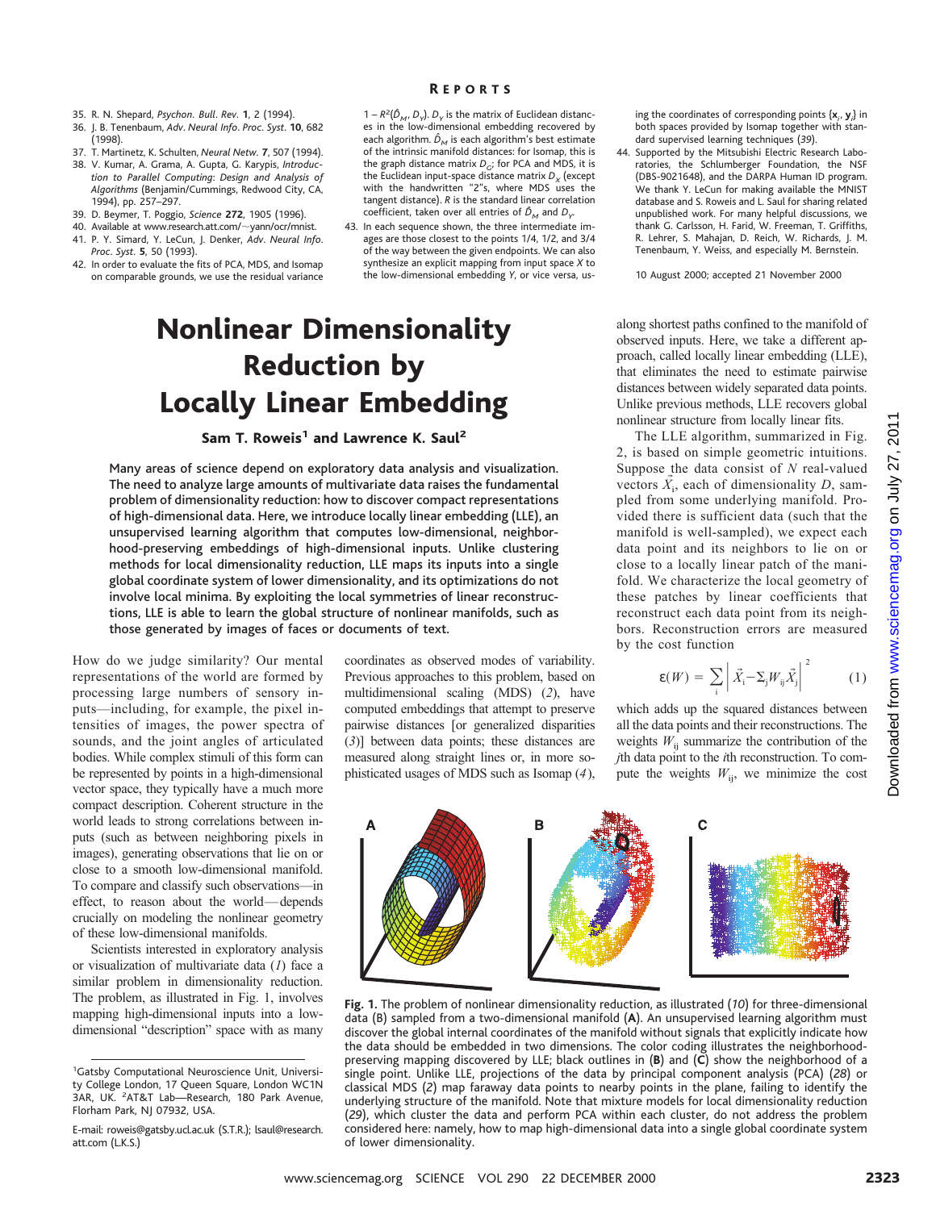35. R. N. Shepard, *Psychon. Bull. Rev.* **1**, 2 (1994).
36. J. B. Tenenbaum, *Adv. Neural Info. Proc. Syst.* **10**, 682 (1998).
37. T. Martinetz, K. Schulten, *Neural Netw.* **7**, 507 (1994).
38. V. Kumar, A. Grama, A. Gupta, G. Karypis, *Introduction to Parallel Computing: Design and Analysis of Algorithms* (Benjamin/Cummings, Redwood City, CA, 1994), pp. 257–297.
39. D. Beymer, T. Poggio, *Science* **272**, 1905 (1996).
40. Available at www.research.att.com/~yann/ocr/mnist.
41. P. Y. Simard, Y. LeCun, J. Denker, *Adv. Neural Info. Proc. Syst.* **5**, 50 (1993).
42. In order to evaluate the fits of PCA, MDS, and Isomap on comparable grounds, we use the residual variance $1 - R^2(\hat{D}_M, D_Y)$. $D_Y$ is the matrix of Euclidean distances in the low-dimensional embedding recovered by each algorithm. $\hat{D}_M$ is each algorithm's best estimate of the intrinsic manifold distances: for Isomap, this is the graph distance matrix $D_G$; for PCA and MDS, it is the Euclidean input-space distance matrix $D_X$ (except with the handwritten "2"s, where MDS uses the tangent distance). $R$ is the standard linear correlation coefficient, taken over all entries of $\hat{D}_M$ and $D_Y$.
43. In each sequence shown, the three intermediate images are those closest to the points 1/4, 1/2, and 3/4 of the way between the given endpoints. We can also synthesize an explicit mapping from input space $X$ to the low-dimensional embedding $Y$, or vice versa, using the coordinates of corresponding points $\{\mathbf{x}_i, \mathbf{y}_i\}$ in both spaces provided by Isomap together with standard supervised learning techniques (*39*).
44. Supported by the Mitsubishi Electric Research Laboratories, the Schlumberger Foundation, the NSF (DBS-9021648), and the DARPA Human ID program. We thank Y. LeCun for making available the MNIST database and S. Roweis and L. Saul for sharing related unpublished work. For many helpful discussions, we thank G. Carlsson, H. Farid, W. Freeman, T. Griffiths, R. Lehrer, S. Mahajan, D. Reich, W. Richards, J. M. Tenenbaum, Y. Weiss, and especially M. Bernstein.

10 August 2000; accepted 21 November 2000

# Nonlinear Dimensionality Reduction by Locally Linear Embedding

**Sam T. Roweis[1] and Lawrence K. Saul[2]**

**Many areas of science depend on exploratory data analysis and visualization. The need to analyze large amounts of multivariate data raises the fundamental problem of dimensionality reduction: how to discover compact representations of high-dimensional data. Here, we introduce locally linear embedding (LLE), an unsupervised learning algorithm that computes low-dimensional, neighborhood-preserving embeddings of high-dimensional inputs. Unlike clustering methods for local dimensionality reduction, LLE maps its inputs into a single global coordinate system of lower dimensionality, and its optimizations do not involve local minima. By exploiting the local symmetries of linear reconstructions, LLE is able to learn the global structure of nonlinear manifolds, such as those generated by images of faces or documents of text.**

How do we judge similarity? Our mental representations of the world are formed by processing large numbers of sensory inputs—including, for example, the pixel intensities of images, the power spectra of sounds, and the joint angles of articulated bodies. While complex stimuli of this form can be represented by points in a high-dimensional vector space, they typically have a much more compact description. Coherent structure in the world leads to strong correlations between inputs (such as between neighboring pixels in images), generating observations that lie on or close to a smooth low-dimensional manifold. To compare and classify such observations—in effect, to reason about the world—depends crucially on modeling the nonlinear geometry of these low-dimensional manifolds.

Scientists interested in exploratory analysis or visualization of multivariate data (*1*) face a similar problem in dimensionality reduction. The problem, as illustrated in Fig. 1, involves mapping high-dimensional inputs into a low-dimensional "description" space with as many coordinates as observed modes of variability. Previous approaches to this problem, based on multidimensional scaling (MDS) (*2*), have computed embeddings that attempt to preserve pairwise distances [or generalized disparities (*3*)] between data points; these distances are measured along straight lines or, in more sophisticated usages of MDS such as Isomap (*4*), along shortest paths confined to the manifold of observed inputs. Here, we take a different approach, called locally linear embedding (LLE), that eliminates the need to estimate pairwise distances between widely separated data points. Unlike previous methods, LLE recovers global nonlinear structure from locally linear fits.

The LLE algorithm, summarized in Fig. 2, is based on simple geometric intuitions. Suppose the data consist of $N$ real-valued vectors $\vec{X}_i$, each of dimensionality $D$, sampled from some underlying manifold. Provided there is sufficient data (such that the manifold is well-sampled), we expect each data point and its neighbors to lie on or close to a locally linear patch of the manifold. We characterize the local geometry of these patches by linear coefficients that reconstruct each data point from its neighbors. Reconstruction errors are measured by the cost function

$$\varepsilon(W) = \sum_i \left| \vec{X}_i - \Sigma_j W_{ij} \vec{X}_j \right|^2 \qquad (1)$$

which adds up the squared distances between all the data points and their reconstructions. The weights $W_{ij}$ summarize the contribution of the $j$th data point to the $i$th reconstruction. To compute the weights $W_{ij}$, we minimize the cost

A

B

C

**Fig. 1.** The problem of nonlinear dimensionality reduction, as illustrated (*10*) for three-dimensional data (B) sampled from a two-dimensional manifold (**A**). An unsupervised learning algorithm must discover the global internal coordinates of the manifold without signals that explicitly indicate how the data should be embedded in two dimensions. The color coding illustrates the neighborhood-preserving mapping discovered by LLE; black outlines in (**B**) and (**C**) show the neighborhood of a single point. Unlike LLE, projections of the data by principal component analysis (PCA) (*28*) or classical MDS (*2*) map faraway data points to nearby points in the plane, failing to identify the underlying structure of the manifold. Note that mixture models for local dimensionality reduction (*29*), which cluster the data and perform PCA within each cluster, do not address the problem considered here: namely, how to map high-dimensional data into a single global coordinate system of lower dimensionality.

[1]Gatsby Computational Neuroscience Unit, University College London, 17 Queen Square, London WC1N 3AR, UK. [2]AT&T Lab—Research, 180 Park Avenue, Florham Park, NJ 07932, USA.

E-mail: roweis@gatsby.ucl.ac.uk (S.T.R.); lsaul@research.att.com (L.K.S.)